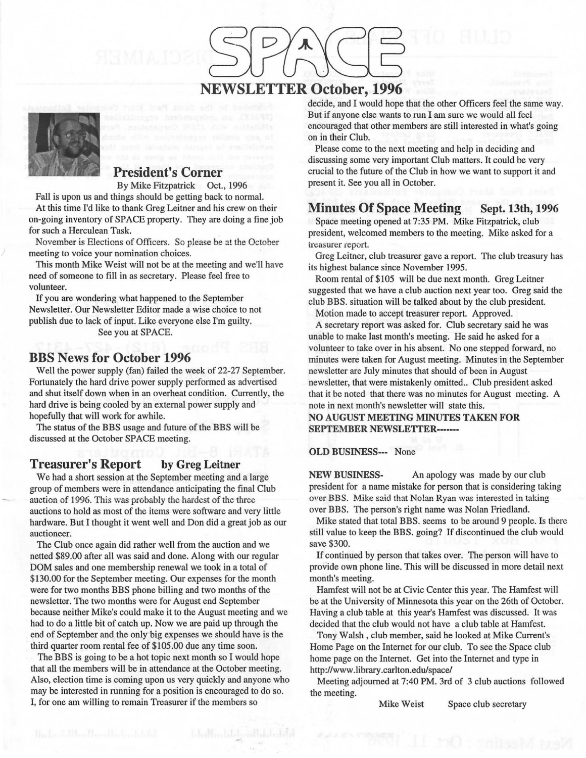# SPACE

## NEWSLETTER October, 1996

### President's Corner

By Mike Fitzpatrick Oct., 1996

Fall is upon us and things should be getting back to normal.

At this time I'd like to thank Greg Leitner and his crew on their on-going inventory of SPACE property. They are doing a fine job for such a Herculean Task.

November is Elections of Officers. So please be at the October meeting to voice your nomination choices.

This month Mike Weist will not be at the meeting and we'll have need of someone to fill in as secretary. Please feel free to volunteer.

If you are wondering what happened to the September Newsletter. Our Newsletter Editor made a wise choice to not publish due to lack of input. Like everyone else I'm guilty.

See you at SPACE.

### BBS News for October 1996

Well the power supply (fan) failed the week of 22-27 September. Fortunately the hard drive power supply performed as advertised and shut itself down when in an overheat condition. Currently, the hard drive is being cooled by an external power supply and hopefully that will work for awhile.

The status of the BBS usage and future of the BBS will be discussed at the October SPACE meeting.

### Treasurer's Report by Greg Leitner

We had a short session at the September meeting and a large group of members were in attendance anticipating the final Club auction of 1996. This was probably the hardest of the three auctions to hold as most of the items were software and very little hardware. But I thought it went well and Don did a great job as our auctioneer.

The Club once again did rather well from the auction and we netted $89.00 after all was said and done. Along with our regular DOM sales and one membership renewal we took in a total of $130.00 for the September meeting. Our expenses for the month were for two months BBS phone billing and two months of the newsletter. The two months were for August end September because neither Mike's could make it to the August meeting and we had to do a little bit of catch up. Now we are paid up through the end of September and the only big expenses we should have is the third quarter room rental fee of $105.00 due any time soon.

The BBS is going to be a hot topic next month so I would hope that all the members will be in attendance at the October meeting. Also, election time is coming upon us very quickly and anyone who may be interested in running for a position is encouraged to do so. I, for one am willing to remain Treasurer if the members so decide, and I would hope that the other Officers feel the same way. But if anyone else wants to run I am sure we would all feel encouraged that other members are still interested in what's going on in their Club.

Please come to the next meeting and help in deciding and discussing some very important Club matters. It could be very crucial to the future of the Club in how we want to support it and present it. See you all in October.

### Minutes Of Space Meeting Sept. 13th, 1996

Space meeting opened at 7:35 PM. Mike Fitzpatrick, club president, welcomed members to the meeting. Mike asked for a treasurer report.

Greg Leitner, club treasurer gave a report. The club treasury has its highest balance since November 1995.

Room rental of $105 will be due next month. Greg Leitner suggested that we have a club auction next year too. Greg said the club BBS. situation will be talked about by the club president.

Motion made to accept treasurer report. Approved.

A secretary report was asked for. Club secretary said he was unable to make last month's meeting. He said he asked for a volunteer to take over in his absent. No one stepped forward, no minutes were taken for August meeting. Minutes in the September newsletter are July minutes that should of been in August newsletter, that were mistakenly omitted.. Club president asked that it be noted that there was no minutes for August meeting. A note in next month's newsletter will state this.

**NO AUGUST MEETING MINUTES TAKEN FOR SEPTEMBER NEWSLETTER-------**

**OLD BUSINESS---** None

**NEW BUSINESS-** An apology was made by our club president for a name mistake for person that is considering taking over BBS. Mike said that Nolan Ryan was interested in taking over BBS. The person's right name was Nolan Friedland.

Mike stated that total BBS. seems to be around 9 people. Is there still value to keep the BBS. going? If discontinued the club would save $300.

If continued by person that takes over. The person will have to provide own phone line. This will be discussed in more detail next month's meeting.

Hamfest will not be at Civic Center this year. The Hamfest will be at the University of Minnesota this year on the 26th of October. Having a club table at this year's Hamfest was discussed. It was decided that the club would not have a club table at Hamfest.

Tony Walsh , club member, said he looked at Mike Current's Home Page on the Internet for our club. To see the Space club home page on the Internet. Get into the Internet and type in http://www.library.carlton.edu/space/

Meeting adjourned at 7:40 PM. 3rd of 3 club auctions followed the meeting.

Mike Weist Space club secretary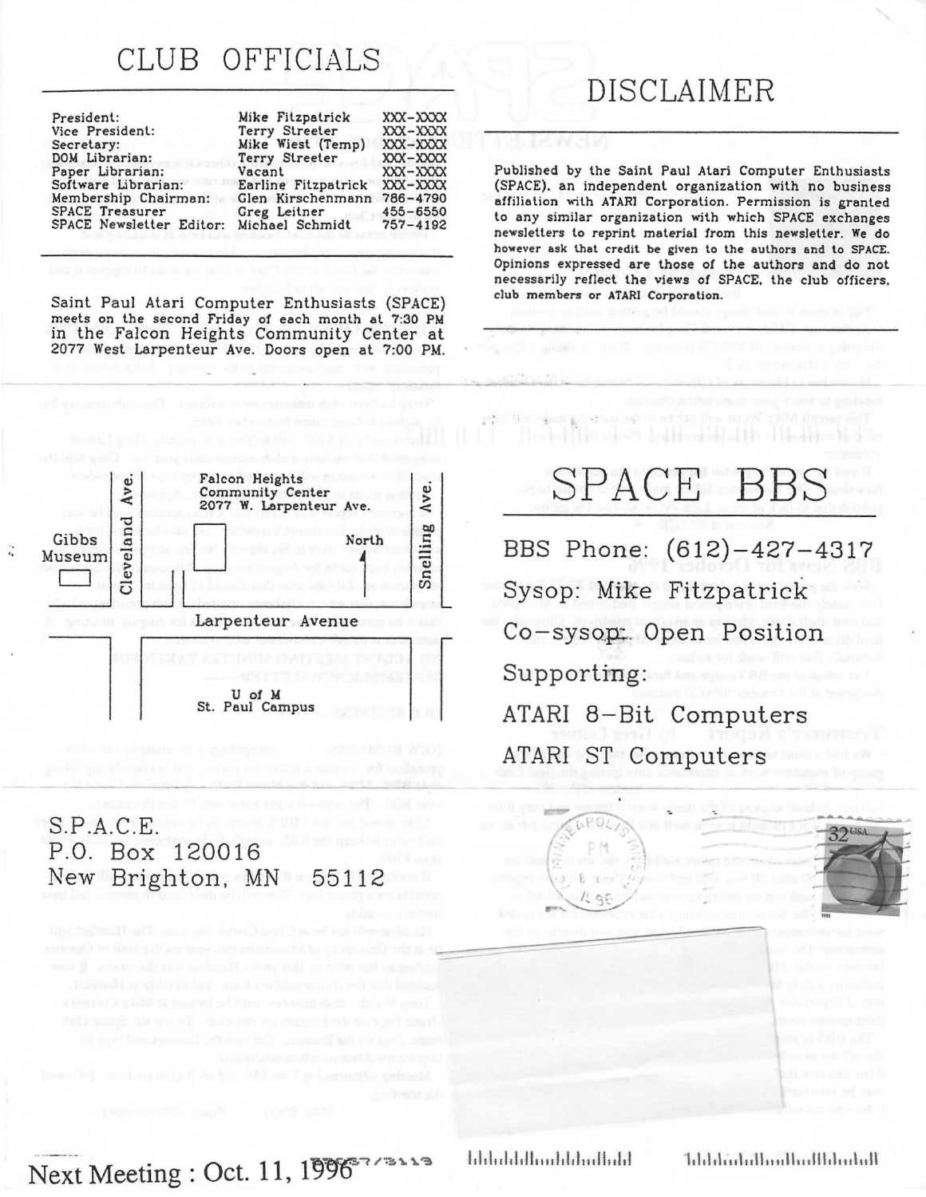## CLUB OFFICIALS

| | | |
|---|---|---|
| President: | Mike Fitzpatrick | XXX-XXXX |
| Vice President: | Terry Streeter | XXX-XXXX |
| Secretary: | Mike Wiest (Temp) | XXX-XXXX |
| DOM Librarian: | Terry Streeter | XXX-XXXX |
| Paper Librarian: | Vacant | XXX-XXXX |
| Software Librarian: | Earline Fitzpatrick | XXX-XXXX |
| Membership Chairman: | Glen Kirschenmann | 786-4790 |
| SPACE Treasurer | Greg Leitner | 455-6550 |
| SPACE Newsletter Editor: | Michael Schmidt | 757-4192 |

Saint Paul Atari Computer Enthusiasts (SPACE) meets on the second Friday of each month at 7:30 PM in the Falcon Heights Community Center at 2077 West Larpenteur Ave. Doors open at 7:00 PM.

Falcon Heights
Community Center
2077 W. Larpenteur Ave.

Cleveland Ave.

Snelling Ave.

Gibbs Museum

North

Larpenteur Avenue

U of M
St. Paul Campus

## DISCLAIMER

Published by the Saint Paul Atari Computer Enthusiasts (SPACE), an independent organization with no business affiliation with ATARI Corporation. Permission is granted to any similar organization with which SPACE exchanges newsletters to reprint material from this newsletter. We do however ask that credit be given to the authors and to SPACE. Opinions expressed are those of the authors and do not necessarily reflect the views of SPACE, the club officers, club members or ATARI Corporation.

## SPACE BBS

BBS Phone: (612)-427-4317

Sysop: Mike Fitzpatrick

Co-sysop: Open Position

Supporting:

ATARI 8-Bit Computers

ATARI ST Computers

S.P.A.C.E.
P.O. Box 120016
New Brighton, MN 55112

Next Meeting : Oct. 11, 1996